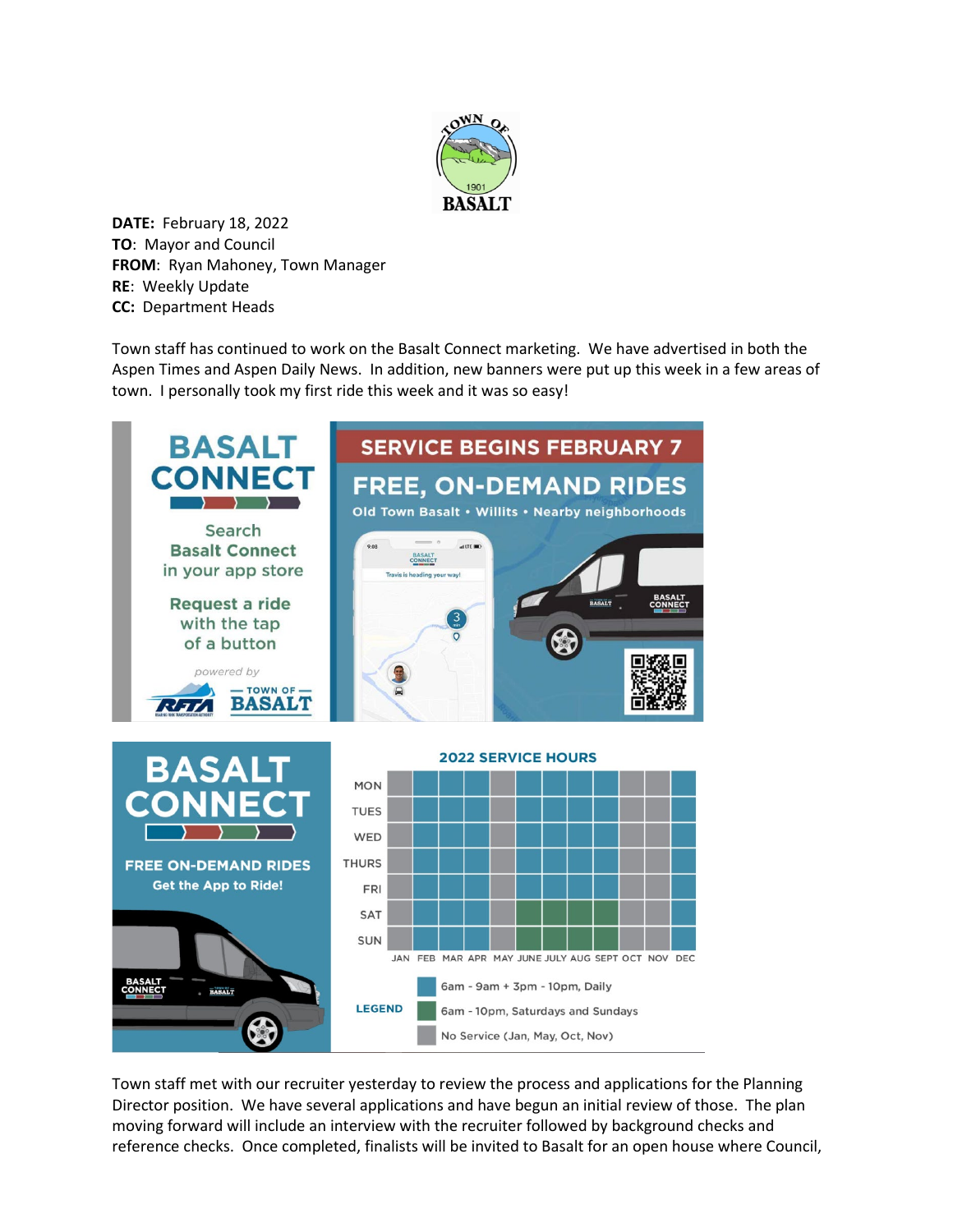TOWN OF BASALT 1901

**DATE:** February 18, 2022
**TO**: Mayor and Council
**FROM**: Ryan Mahoney, Town Manager
**RE**: Weekly Update
**CC:** Department Heads

Town staff has continued to work on the Basalt Connect marketing. We have advertised in both the Aspen Times and Aspen Daily News. In addition, new banners were put up this week in a few areas of town. I personally took my first ride this week and it was so easy!

**BASALT CONNECT**

Search **Basalt Connect** in your app store

**Request a ride** with the tap of a button

*powered by* RFTA — TOWN OF — BASALT

**SERVICE BEGINS FEBRUARY 7**

**FREE, ON-DEMAND RIDES**

Old Town Basalt • Willits • Nearby neighborhoods

**BASALT CONNECT**

**FREE ON-DEMAND RIDES**

Get the App to Ride!

**2022 SERVICE HOURS**

| | JAN | FEB | MAR | APR | MAY | JUNE | JULY | AUG | SEPT | OCT | NOV | DEC |
|---|---|---|---|---|---|---|---|---|---|---|---|---|
| MON | No Service | 6am - 9am + 3pm - 10pm | 6am - 9am + 3pm - 10pm | 6am - 9am + 3pm - 10pm | No Service | 6am - 9am + 3pm - 10pm | 6am - 9am + 3pm - 10pm | 6am - 9am + 3pm - 10pm | 6am - 9am + 3pm - 10pm | No Service | No Service | 6am - 9am + 3pm - 10pm |
| TUES | No Service | 6am - 9am + 3pm - 10pm | 6am - 9am + 3pm - 10pm | 6am - 9am + 3pm - 10pm | No Service | 6am - 9am + 3pm - 10pm | 6am - 9am + 3pm - 10pm | 6am - 9am + 3pm - 10pm | 6am - 9am + 3pm - 10pm | No Service | No Service | 6am - 9am + 3pm - 10pm |
| WED | No Service | 6am - 9am + 3pm - 10pm | 6am - 9am + 3pm - 10pm | 6am - 9am + 3pm - 10pm | No Service | 6am - 9am + 3pm - 10pm | 6am - 9am + 3pm - 10pm | 6am - 9am + 3pm - 10pm | 6am - 9am + 3pm - 10pm | No Service | No Service | 6am - 9am + 3pm - 10pm |
| THURS | No Service | 6am - 9am + 3pm - 10pm | 6am - 9am + 3pm - 10pm | 6am - 9am + 3pm - 10pm | No Service | 6am - 9am + 3pm - 10pm | 6am - 9am + 3pm - 10pm | 6am - 9am + 3pm - 10pm | 6am - 9am + 3pm - 10pm | No Service | No Service | 6am - 9am + 3pm - 10pm |
| FRI | No Service | 6am - 9am + 3pm - 10pm | 6am - 9am + 3pm - 10pm | 6am - 9am + 3pm - 10pm | No Service | 6am - 9am + 3pm - 10pm | 6am - 9am + 3pm - 10pm | 6am - 9am + 3pm - 10pm | 6am - 9am + 3pm - 10pm | No Service | No Service | 6am - 9am + 3pm - 10pm |
| SAT | No Service | 6am - 9am + 3pm - 10pm | 6am - 9am + 3pm - 10pm | 6am - 9am + 3pm - 10pm | No Service | 6am - 10pm | 6am - 10pm | 6am - 10pm | 6am - 10pm | No Service | No Service | 6am - 9am + 3pm - 10pm |
| SUN | No Service | 6am - 9am + 3pm - 10pm | 6am - 9am + 3pm - 10pm | 6am - 9am + 3pm - 10pm | No Service | 6am - 10pm | 6am - 10pm | 6am - 10pm | 6am - 10pm | No Service | No Service | 6am - 9am + 3pm - 10pm |

**LEGEND**
- 6am - 9am + 3pm - 10pm, Daily
- 6am - 10pm, Saturdays and Sundays
- No Service (Jan, May, Oct, Nov)

Town staff met with our recruiter yesterday to review the process and applications for the Planning Director position. We have several applications and have begun an initial review of those. The plan moving forward will include an interview with the recruiter followed by background checks and reference checks. Once completed, finalists will be invited to Basalt for an open house where Council,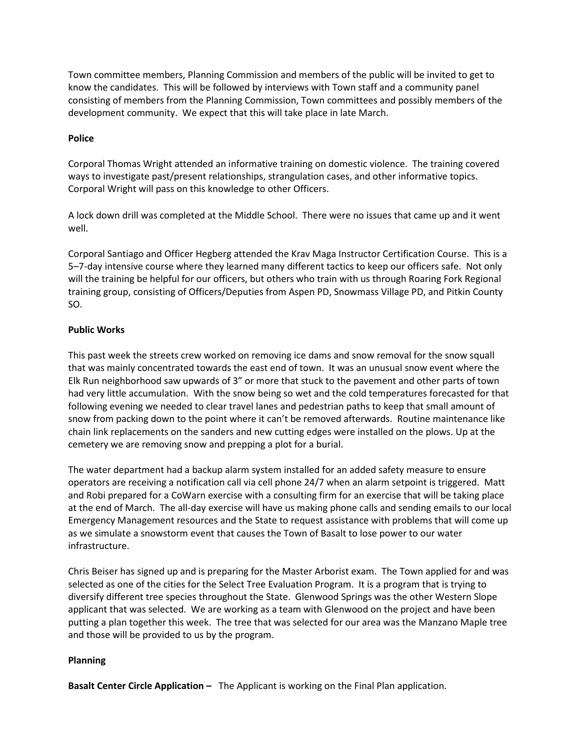Town committee members, Planning Commission and members of the public will be invited to get to know the candidates. This will be followed by interviews with Town staff and a community panel consisting of members from the Planning Commission, Town committees and possibly members of the development community. We expect that this will take place in late March.

**Police**

Corporal Thomas Wright attended an informative training on domestic violence. The training covered ways to investigate past/present relationships, strangulation cases, and other informative topics. Corporal Wright will pass on this knowledge to other Officers.

A lock down drill was completed at the Middle School. There were no issues that came up and it went well.

Corporal Santiago and Officer Hegberg attended the Krav Maga Instructor Certification Course. This is a 5–7-day intensive course where they learned many different tactics to keep our officers safe. Not only will the training be helpful for our officers, but others who train with us through Roaring Fork Regional training group, consisting of Officers/Deputies from Aspen PD, Snowmass Village PD, and Pitkin County SO.

**Public Works**

This past week the streets crew worked on removing ice dams and snow removal for the snow squall that was mainly concentrated towards the east end of town. It was an unusual snow event where the Elk Run neighborhood saw upwards of 3" or more that stuck to the pavement and other parts of town had very little accumulation. With the snow being so wet and the cold temperatures forecasted for that following evening we needed to clear travel lanes and pedestrian paths to keep that small amount of snow from packing down to the point where it can't be removed afterwards. Routine maintenance like chain link replacements on the sanders and new cutting edges were installed on the plows. Up at the cemetery we are removing snow and prepping a plot for a burial.

The water department had a backup alarm system installed for an added safety measure to ensure operators are receiving a notification call via cell phone 24/7 when an alarm setpoint is triggered. Matt and Robi prepared for a CoWarn exercise with a consulting firm for an exercise that will be taking place at the end of March. The all-day exercise will have us making phone calls and sending emails to our local Emergency Management resources and the State to request assistance with problems that will come up as we simulate a snowstorm event that causes the Town of Basalt to lose power to our water infrastructure.

Chris Beiser has signed up and is preparing for the Master Arborist exam. The Town applied for and was selected as one of the cities for the Select Tree Evaluation Program. It is a program that is trying to diversify different tree species throughout the State. Glenwood Springs was the other Western Slope applicant that was selected. We are working as a team with Glenwood on the project and have been putting a plan together this week. The tree that was selected for our area was the Manzano Maple tree and those will be provided to us by the program.

**Planning**

**Basalt Center Circle Application –** The Applicant is working on the Final Plan application.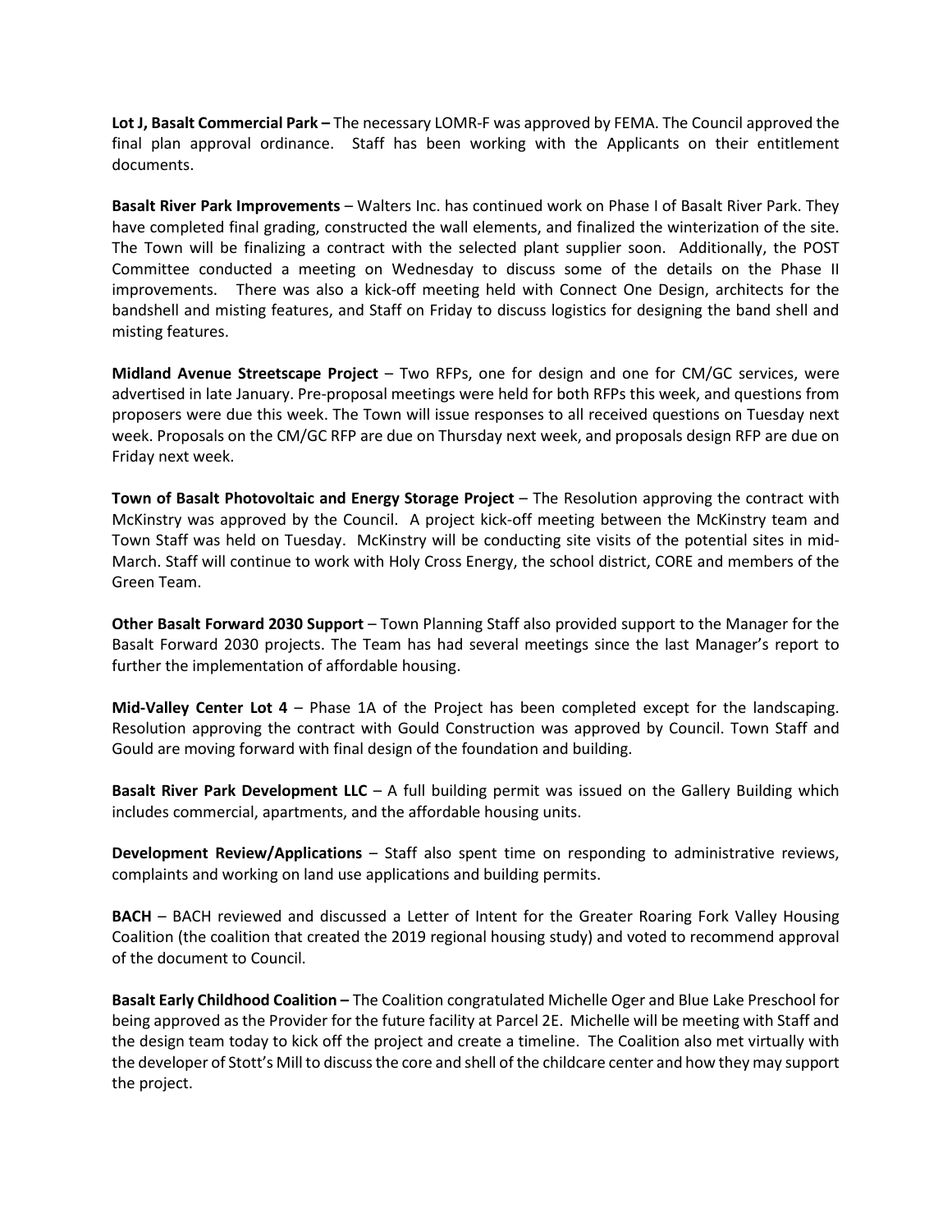**Lot J, Basalt Commercial Park –** The necessary LOMR-F was approved by FEMA. The Council approved the final plan approval ordinance. Staff has been working with the Applicants on their entitlement documents.

**Basalt River Park Improvements** – Walters Inc. has continued work on Phase I of Basalt River Park. They have completed final grading, constructed the wall elements, and finalized the winterization of the site. The Town will be finalizing a contract with the selected plant supplier soon. Additionally, the POST Committee conducted a meeting on Wednesday to discuss some of the details on the Phase II improvements. There was also a kick-off meeting held with Connect One Design, architects for the bandshell and misting features, and Staff on Friday to discuss logistics for designing the band shell and misting features.

**Midland Avenue Streetscape Project** – Two RFPs, one for design and one for CM/GC services, were advertised in late January. Pre-proposal meetings were held for both RFPs this week, and questions from proposers were due this week. The Town will issue responses to all received questions on Tuesday next week. Proposals on the CM/GC RFP are due on Thursday next week, and proposals design RFP are due on Friday next week.

**Town of Basalt Photovoltaic and Energy Storage Project** – The Resolution approving the contract with McKinstry was approved by the Council. A project kick-off meeting between the McKinstry team and Town Staff was held on Tuesday. McKinstry will be conducting site visits of the potential sites in mid-March. Staff will continue to work with Holy Cross Energy, the school district, CORE and members of the Green Team.

**Other Basalt Forward 2030 Support** – Town Planning Staff also provided support to the Manager for the Basalt Forward 2030 projects. The Team has had several meetings since the last Manager's report to further the implementation of affordable housing.

**Mid-Valley Center Lot 4** – Phase 1A of the Project has been completed except for the landscaping. Resolution approving the contract with Gould Construction was approved by Council. Town Staff and Gould are moving forward with final design of the foundation and building.

**Basalt River Park Development LLC** – A full building permit was issued on the Gallery Building which includes commercial, apartments, and the affordable housing units.

**Development Review/Applications** – Staff also spent time on responding to administrative reviews, complaints and working on land use applications and building permits.

**BACH** – BACH reviewed and discussed a Letter of Intent for the Greater Roaring Fork Valley Housing Coalition (the coalition that created the 2019 regional housing study) and voted to recommend approval of the document to Council.

**Basalt Early Childhood Coalition –** The Coalition congratulated Michelle Oger and Blue Lake Preschool for being approved as the Provider for the future facility at Parcel 2E. Michelle will be meeting with Staff and the design team today to kick off the project and create a timeline. The Coalition also met virtually with the developer of Stott's Mill to discuss the core and shell of the childcare center and how they may support the project.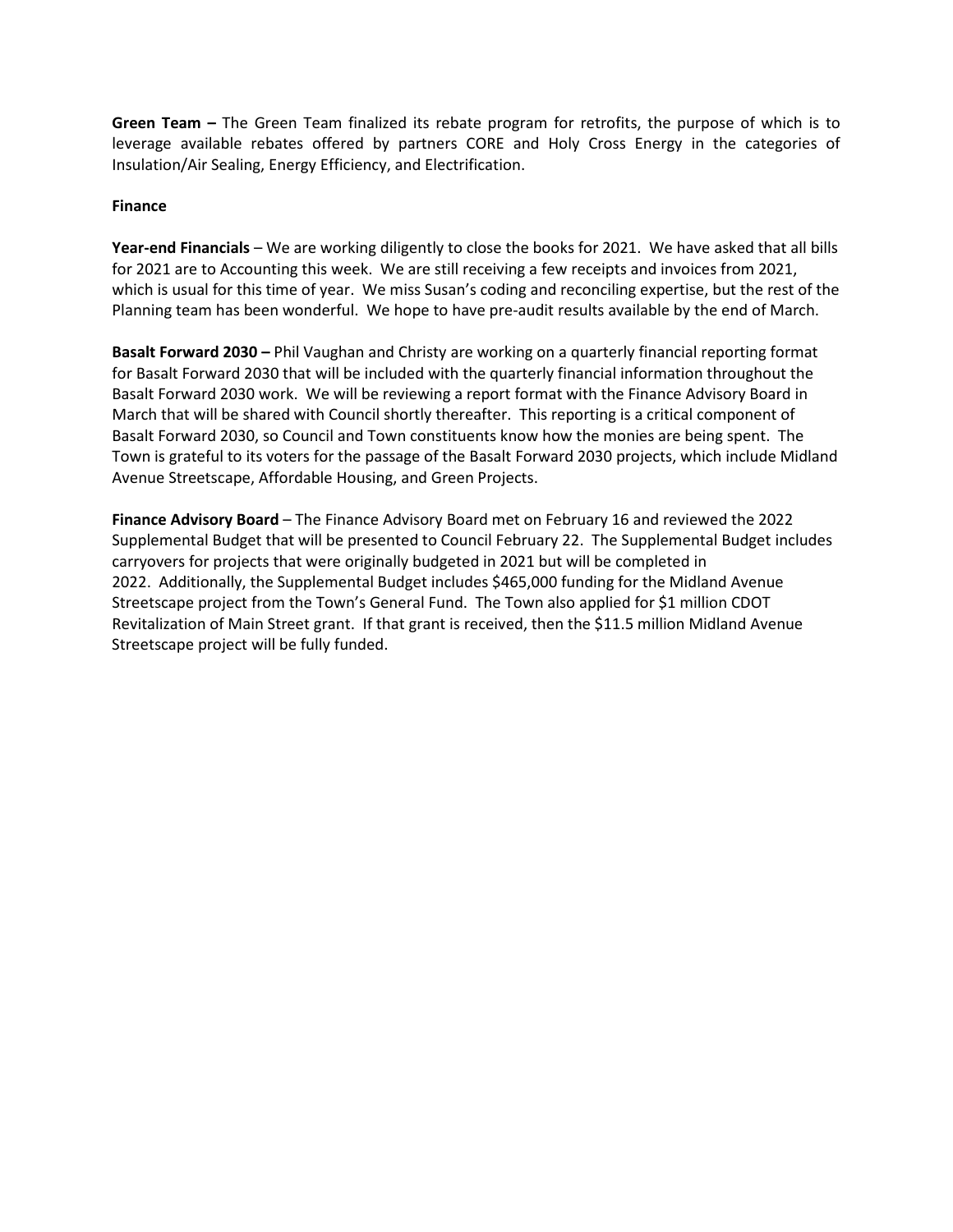**Green Team –** The Green Team finalized its rebate program for retrofits, the purpose of which is to leverage available rebates offered by partners CORE and Holy Cross Energy in the categories of Insulation/Air Sealing, Energy Efficiency, and Electrification.

**Finance**

**Year-end Financials** – We are working diligently to close the books for 2021. We have asked that all bills for 2021 are to Accounting this week. We are still receiving a few receipts and invoices from 2021, which is usual for this time of year. We miss Susan's coding and reconciling expertise, but the rest of the Planning team has been wonderful. We hope to have pre-audit results available by the end of March.

**Basalt Forward 2030 –** Phil Vaughan and Christy are working on a quarterly financial reporting format for Basalt Forward 2030 that will be included with the quarterly financial information throughout the Basalt Forward 2030 work. We will be reviewing a report format with the Finance Advisory Board in March that will be shared with Council shortly thereafter. This reporting is a critical component of Basalt Forward 2030, so Council and Town constituents know how the monies are being spent. The Town is grateful to its voters for the passage of the Basalt Forward 2030 projects, which include Midland Avenue Streetscape, Affordable Housing, and Green Projects.

**Finance Advisory Board** – The Finance Advisory Board met on February 16 and reviewed the 2022 Supplemental Budget that will be presented to Council February 22. The Supplemental Budget includes carryovers for projects that were originally budgeted in 2021 but will be completed in 2022. Additionally, the Supplemental Budget includes $465,000 funding for the Midland Avenue Streetscape project from the Town's General Fund. The Town also applied for $1 million CDOT Revitalization of Main Street grant. If that grant is received, then the $11.5 million Midland Avenue Streetscape project will be fully funded.